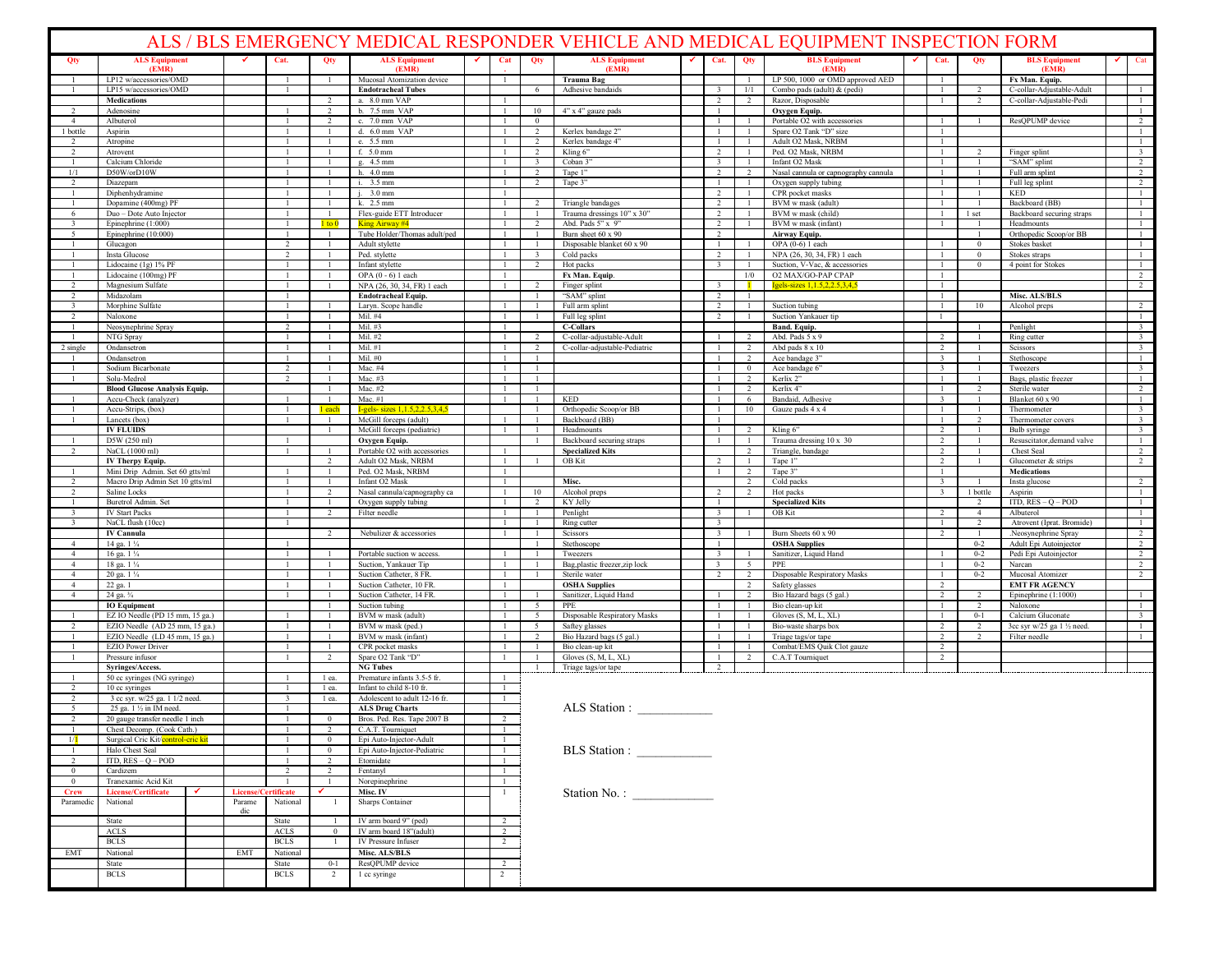# ALS / BLS EMERGENCY MEDICAL RESPONDER VEHICLE AND MEDICAL EQUIPMENT INSPECTION FORM

| Qty | ALS Equipment (EMR) | ✓ | Cat. | Qty | ALS Equipment (EMR) | ✓ | Cat | Qty | ALS Equipment (EMR) | ✓ | Cat. | Qty | BLS Equipment (EMR) | ✓ | Cat. | Qty | BLS Equipment (EMR) | ✓ | Cat |
|---|---|---|---|---|---|---|---|---|---|---|---|---|---|---|---|---|---|---|---|
| 1 | LP12 w/accessories/OMD | | 1 | 1 | Mucosal Atomization device | | 1 | | **Trauma Bag** | | | 1 | LP 500, 1000 or OMD approved AED | | 1 | | **Fx Man. Equip.** | | |
| 1 | LP15 w/accessories/OMD | | 1 | | **Endotracheal Tubes** | | | 6 | Adhesive bandaids | | 3 | 1/1 | Combo pads (adult) & (pedi) | | 1 | 2 | C-collar-Adjustable-Adult | | 1 |
| | **Medications** | | | 2 | a. 8.0 mm VAP | | 1 | | | | 2 | 2 | Razor, Disposable | | 1 | 2 | C-collar-Adjustable-Pedi | | 1 |
| 2 | Adenosine | | 1 | 2 | b. 7.5 mm VAP | | 1 | 10 | 4" x 4" gauze pads | | 1 | | **Oxygen Equip.** | | | | | | 1 |
| 4 | Albuterol | | 1 | 2 | c. 7.0 mm VAP | | 1 | 0 | | | 1 | 1 | Portable O2 with accessories | | 1 | 1 | ResQPUMP device | | 2 |
| 1 bottle | Aspirin | | 1 | 1 | d. 6.0 mm VAP | | 1 | 2 | Kerlex bandage 2" | | 1 | 1 | Spare O2 Tank "D" size | | 1 | | | | 1 |
| 2 | Atropine | | 1 | 1 | e. 5.5 mm | | 1 | 2 | Kerlex bandage 4" | | 1 | 1 | Adult O2 Mask, NRBM | | 1 | | | | 1 |
| 2 | Atrovent | | 1 | 1 | f. 5.0 mm | | 1 | 2 | Kling 6" | | 2 | 1 | Ped. O2 Mask, NRBM | | 1 | 2 | Finger splint | | 3 |
| 1 | Calcium Chloride | | 1 | 1 | g. 4.5 mm | | 1 | 3 | Coban 3" | | 3 | 1 | Infant O2 Mask | | 1 | 1 | "SAM" splint | | 2 |
| 1/1 | D50W/orD10W | | 1 | 1 | h. 4.0 mm | | 1 | 2 | Tape 1" | | 2 | 2 | Nasal cannula or capnography cannula | | 1 | 1 | Full arm splint | | 2 |
| 2 | Diazepam | | 1 | 1 | i. 3.5 mm | | 1 | 2 | Tape 3" | | 1 | 1 | Oxygen supply tubing | | 1 | 1 | Full leg splint | | 2 |
| 1 | Diphenhydramine | | 1 | 1 | j. 3.0 mm | | 1 | | | | 2 | 1 | CPR pocket masks | | 1 | 1 | KED | | 1 |
| 1 | Dopamine (400mg) PF | | 1 | 1 | k. 2.5 mm | | 1 | 2 | Triangle bandages | | 2 | 1 | BVM w mask (adult) | | 1 | 1 | Backboard (BB) | | 1 |
| 6 | Duo – Dote Auto Injector | | 1 | 1 | Flex-guide ETT Introducer | | 1 | 1 | Trauma dressings 10" x 30" | | 2 | 1 | BVM w mask (child) | | 1 | 1 set | Backboard securing straps | | 1 |
| 3 | Epinephrine (1:000) | | 1 | 1 to 0 | King Airway #4 | | 1 | 2 | Abd. Pads 5" x 9" | | 2 | 1 | BVM w mask (infant) | | 1 | 1 | Headmounts | | 1 |
| 5 | Epinephrine (10:000) | | 1 | 1 | Tube Holder/Thomas adult/ped | | 1 | 1 | Burn sheet 60 x 90 | | 2 | | **Airway Equip.** | | | 1 | Orthopedic Scoop/or BB | | 1 |
| 1 | Glucagon | | 2 | 1 | Adult stylette | | 1 | 1 | Disposable blanket 60 x 90 | | 1 | 1 | OPA (0-6) 1 each | | 1 | 0 | Stokes basket | | 1 |
| 1 | Insta Glucose | | 2 | 1 | Ped. stylette | | 1 | 3 | Cold packs | | 2 | 1 | NPA (26, 30, 34, FR) 1 each | | 1 | 0 | Stokes straps | | 1 |
| 1 | Lidocaine (1g) 1% PF | | 1 | 1 | Infant stylette | | 1 | 2 | Hot packs | | 3 | 1 | Suction, V-Vac, & accessories | | 1 | 0 | 4 point for Stokes | | 1 |
| 1 | Lidocaine (100mg) PF | | 1 | 1 | OPA (0 - 6) 1 each | | 1 | | **Fx Man. Equip.** | | | 1/0 | O2 MAX/GO-PAP CPAP | | 1 | | | | 2 |
| 2 | Magnesium Sulfate | | 1 | 1 | NPA (26, 30, 34, FR) 1 each | | 1 | 2 | Finger splint | | 3 | 1 | Igels-sizes 1,1.5,2,2.5,3,4,5 | | 1 | | | | 2 |
| 2 | Midazolam | | 1 | | **Endotracheal Equip.** | | | 1 | "SAM" splint | | 2 | 1 | | | 1 | | **Misc. ALS/BLS** | | |
| 3 | Morphine Sulfate | | 1 | 1 | Laryn. Scope handle | | 1 | 1 | Full arm splint | | 2 | 1 | Suction tubing | | 1 | 10 | Alcohol preps | | 2 |
| 2 | Naloxone | | 1 | 1 | Mil. #4 | | 1 | 1 | Full leg splint | | 2 | 1 | Suction Yankauer tip | | 1 | | | | 1 |
| 1 | Neosynephrine Spray | | 2 | 1 | Mil. #3 | | 1 | | **C-Collars** | | | | **Band. Equip.** | | | 1 | Penlight | | 3 |
| 1 | NTG Spray | | 1 | 1 | Mil. #2 | | 1 | 2 | C-collar-adjustable-Adult | | 1 | 2 | Abd. Pads 5 x 9 | | 2 | 1 | Ring cutter | | 3 |
| 2 single | Ondansetron | | 1 | 1 | Mil. #1 | | 1 | 2 | C-collar-adjustable-Pediatric | | 1 | 2 | Abd pads 8 x 10 | | 2 | 1 | Scissors | | 3 |
| 1 | Ondansetron | | 1 | 1 | Mil. #0 | | 1 | 1 | | | 1 | 2 | Ace bandage 3" | | 3 | 1 | Stethoscope | | 1 |
| 1 | Sodium Bicarbonate | | 2 | 1 | Mac. #4 | | 1 | 1 | | | 1 | 0 | Ace bandage 6" | | 3 | 1 | Tweezers | | 3 |
| 1 | Solu-Medrol | | 2 | 1 | Mac. #3 | | 1 | 1 | | | 1 | 2 | Kerlix 2" | | 1 | 1 | Bags, plastic freezer | | 1 |
| | **Blood Glucose Analysis Equip.** | | | 1 | Mac. #2 | | 1 | 1 | | | 1 | 2 | Kerlix 4" | | 1 | 2 | Sterile water | | 2 |
| 1 | Accu-Check (analyzer) | | 1 | 1 | Mac. #1 | | 1 | 1 | KED | | 1 | 6 | Bandaid, Adhesive | | 3 | 1 | Blanket 60 x 90 | | 1 |
| 1 | Accu-Strips, (box) | | 1 | 1 each | I-gels- sizes 1,1.5,2,2.5,3,4,5 | | | 1 | Orthopedic Scoop/or BB | | 1 | 10 | Gauze pads 4 x 4 | | 1 | 1 | Thermometer | | 3 |
| 1 | Lancets (box) | | 1 | 1 | McGill forceps (adult) | | 1 | 1 | Backboard (BB) | | 1 | | | | 1 | 2 | Thermometer covers | | 3 |
| | **IV FLUIDS** | | | 1 | McGill forceps (pediatric) | | 1 | 1 | Headmounts | | 1 | 2 | Kling 6" | | 2 | 1 | Bulb syringe | | 3 |
| 1 | D5W (250 ml) | | 1 | | **Oxygen Equip.** | | | 1 | Backboard securing straps | | 1 | 1 | Trauma dressing 10 x 30 | | 2 | 1 | Resuscitator,demand valve | | 1 |
| 2 | NaCL (1000 ml) | | 1 | 1 | Portable O2 with accessories | | 1 | | **Specialized Kits** | | | 2 | Triangle, bandage | | 2 | 1 | Chest Seal | | 2 |
| | **IV Therpy Equip.** | | | 2 | Adult O2 Mask, NRBM | | 1 | 1 | OB Kit | | 2 | 1 | Tape 1" | | 2 | 1 | Glucometer & strips | | 2 |
| 1 | Mini Drip Admin. Set 60 gtts/ml | | 1 | 1 | Ped. O2 Mask, NRBM | | 1 | | | | 1 | 2 | Tape 3" | | 1 | | **Medications** | | |
| 2 | Macro Drip Admin Set 10 gtts/ml | | 1 | 1 | Infant O2 Mask | | 1 | | **Misc.** | | | 2 | Cold packs | | 3 | 1 | Insta glucose | | 2 |
| 2 | Saline Locks | | 1 | 2 | Nasal cannula/capnography ca | | 1 | 10 | Alcohol preps | | 2 | 2 | Hot packs | | 3 | 1 bottle | Aspirin | | 1 |
| 1 | Buretrol Admin. Set | | 1 | 1 | Oxygen supply tubing | | 1 | 2 | KY Jelly | | 1 | | **Specialized Kits** | | | 2 | ITD, RES – Q – POD | | 1 |
| 3 | IV Start Packs | | 1 | 2 | Filter needle | | 1 | 1 | Penlight | | 3 | 1 | OB Kit | | 2 | 4 | Albuterol | | 1 |
| 3 | NaCL flush (10cc) | | 1 | | | | 1 | 1 | Ring cutter | | 3 | | | | 1 | 2 | Atrovent (Iprat. Bromide) | | 1 |
| | **IV Cannula** | | | 2 | Nebulizer & accessories | | 1 | 1 | Scissors | | 3 | 1 | Burn Sheets 60 x 90 | | 2 | 1 | .Neosynephrine Spray | | 2 |
| 4 | 14 ga. 1 ¼ | | 1 | | | | | 1 | Stethoscope | | 1 | | **OSHA Supplies** | | | 0-2 | Adult Epi Autoinjector | | 2 |
| 4 | 16 ga. 1 ¼ | | 1 | 1 | Portable suction w access. | | 1 | 1 | Tweezers | | 3 | 1 | Sanitizer, Liquid Hand | | 1 | 0-2 | Pedi Epi Autoinjector | | 2 |
| 4 | 18 ga. 1 ¼ | | 1 | 1 | Suction, Yankauer Tip | | 1 | 1 | Bag,plastic freezer,zip lock | | 3 | 5 | PPE | | 1 | 0-2 | Narcan | | 2 |
| 4 | 20 ga. 1 ¼ | | 1 | 1 | Suction Catheter, 8 FR. | | 1 | 1 | Sterile water | | 2 | 2 | Disposable Respiratory Masks | | 1 | 0-2 | Mucosal Atomizer | | 2 |
| 4 | 22 ga. 1 | | 1 | 1 | Suction Catheter, 10 FR. | | 1 | | **OSHA Supplies** | | | 2 | Safety glasses | | 2 | | **EMT FR AGENCY** | | |
| 4 | 24 ga. ¾ | | 1 | 1 | Suction Catheter, 14 FR. | | 1 | 1 | Sanitizer, Liquid Hand | | 1 | 2 | Bio Hazard bags (5 gal.) | | 2 | 2 | Epinephrine (1:1000) | | 1 |
| | **IO Equipment** | | | 1 | Suction tubing | | 1 | 5 | PPE | | 1 | 1 | Bio clean-up kit | | 1 | 2 | Naloxone | | 1 |
| 1 | EZ IO Needle (PD 15 mm, 15 ga.) | | 1 | 1 | BVM w mask (adult) | | 1 | 5 | Disposable Respiratory Masks | | 1 | 1 | Gloves (S, M, L, XL) | | 1 | 0-1 | Calcium Gluconate | | 3 |
| 2 | EZIO Needle (AD 25 mm, 15 ga.) | | 1 | 1 | BVM w mask (ped.) | | 1 | 5 | Saftey glasses | | 1 | 1 | Bio-waste sharps box | | 2 | 2 | 3cc syr w/25 ga 1 ½ need. | | 1 |
| 1 | EZIO Needle (LD 45 mm, 15 ga.) | | 1 | 1 | BVM w mask (infant) | | 1 | 2 | Bio Hazard bags (5 gal.) | | 1 | 1 | Triage tags/or tape | | 2 | 2 | Filter needle | | 1 |
| 1 | EZIO Power Driver | | 1 | 1 | CPR pocket masks | | 1 | 1 | Bio clean-up kit | | 1 | 1 | Combat/EMS Quik Clot gauze | | 2 | | | | |
| 1 | Pressure infusor | | 1 | 2 | Spare O2 Tank "D" | | 1 | 1 | Gloves (S, M, L, XL) | | 1 | 2 | C.A.T Tourniquet | | 2 | | | | |
| | **Syringes/Access.** | | | | **NG Tubes** | | | 1 | Triage tags/or tape | | 2 | | | | | | | | |
| 1 | 50 cc syringes (NG syringe) | | 1 | 1 ea. | Premature infants 3.5-5 fr. | | 1 | | | | | | | | | | | | |
| 2 | 10 cc syringes | | 1 | 1 ea. | Infant to child 8-10 fr. | | 1 | | | | | | | | | | | | |
| 2 | 3 cc syr. w/25 ga. 1 1/2 need. | | 3 | 1 ea. | Adolescent to adult 12-16 fr. | | 1 | | | | | | | | | | | | |
| 5 | 25 ga. 1 ½ in IM need. | | 1 | | **ALS Drug Charts** | | | | | | | | | | | | | | |
| 2 | 20 gauge transfer needle 1 inch | | 1 | 0 | Bros. Ped. Res. Tape 2007 B | | 2 | | | | | | | | | | | | |
| 1 | Chest Decomp. (Cook Cath.) | | 1 | 2 | C.A.T. Tourniquet | | 1 | | | | | | | | | | | | |
| 1/1 | Surgical Cric Kit/control-cric kit | | 1 | 0 | Epi Auto-Injector-Adult | | 1 | | | | | | | | | | | | |
| 1 | Halo Chest Seal | | 1 | 0 | Epi Auto-Injector-Pediatric | | 1 | | | | | | | | | | | | |
| 2 | ITD, RES – Q – POD | | 1 | 2 | Etomidate | | 1 | | | | | | | | | | | | |
| 0 | Cardizem | | 2 | 2 | Fentanyl | | 1 | | | | | | | | | | | | |
| 0 | Tranexamic Acid Kit | | 1 | 1 | Norepinephrine | | 1 | | | | | | | | | | | | |
| **Crew** | **License/Certificate** | ✓ | **License/Certificate** | ✓ | **Misc. IV** | | 1 | | | | | | | | | | | | |
| Paramedic | National | | Paramedic National | 1 | Sharps Container | | | | | | | | | | | | | | |
| | State | | State | 1 | IV arm board 9" (ped) | | 2 | | | | | | | | | | | | |
| | ACLS | | ACLS | 0 | IV arm board 18"(adult) | | 2 | | | | | | | | | | | | |
| | BCLS | | BCLS | 1 | IV Pressure Infuser | | 2 | | | | | | | | | | | | |
| EMT | National | | EMT National | | **Misc. ALS/BLS** | | | | | | | | | | | | | | |
| | State | | State | 0-1 | ResQPUMP device | | 2 | | | | | | | | | | | | |
| | BCLS | | BCLS | 2 | 1 cc syringe | | 2 | | | | | | | | | | | | |

ALS Station : ___________

BLS Station : ___________

Station No. : ___________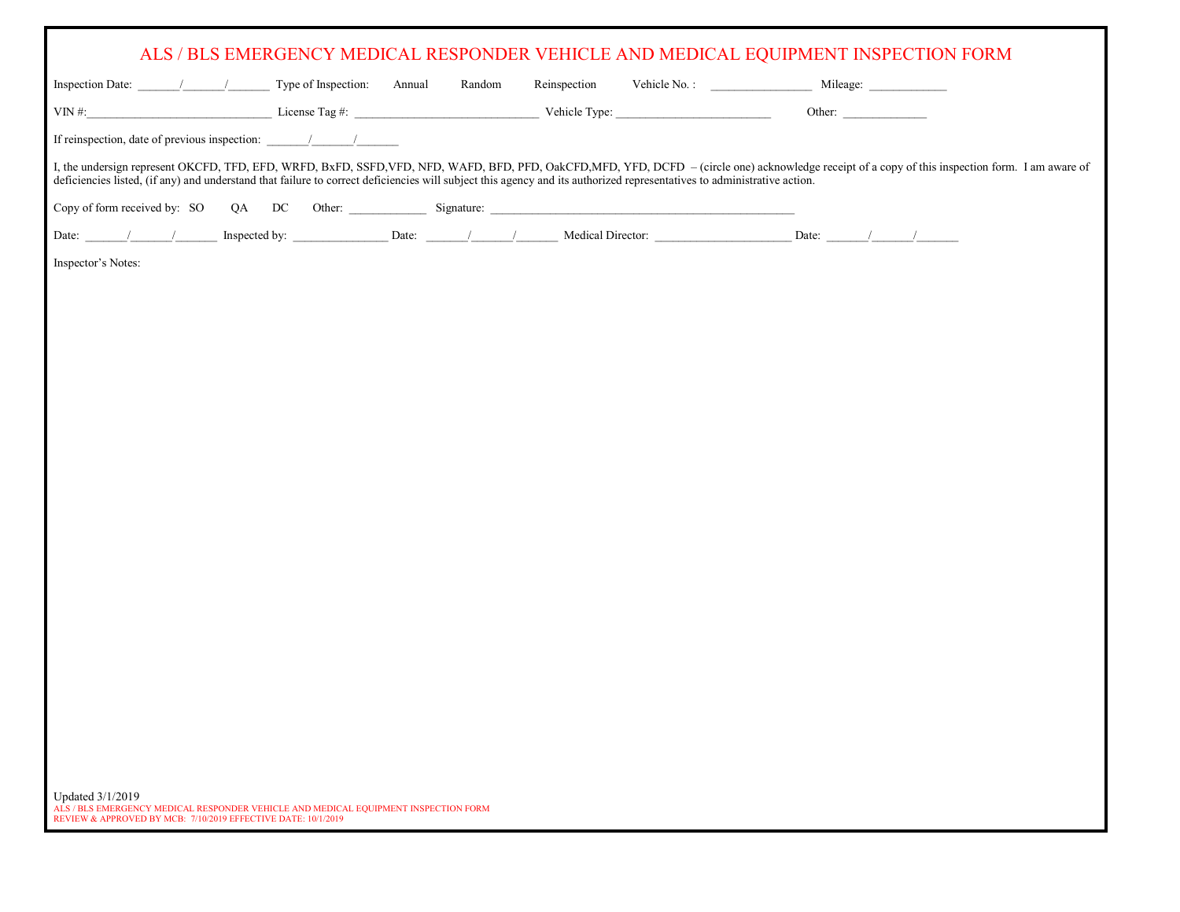# ALS / BLS EMERGENCY MEDICAL RESPONDER VEHICLE AND MEDICAL EQUIPMENT INSPECTION FORM

Inspection Date: _______/_______/_______ Type of Inspection: Annual Random Reinspection Vehicle No. : _________________ Mileage: _____________

VIN #:_______________________________ License Tag #: _______________________________ Vehicle Type: __________________________ Other: ______________

If reinspection, date of previous inspection: _______/_______/_______

I, the undersign represent OKCFD, TFD, EFD, WRFD, BxFD, SSFD,VFD, NFD, WAFD, BFD, PFD, OakCFD,MFD, YFD, DCFD – (circle one) acknowledge receipt of a copy of this inspection form. I am aware of deficiencies listed, (if any) and understand that failure to correct deficiencies will subject this agency and its authorized representatives to administrative action.

Copy of form received by: SO QA DC Other: _____________ Signature: ___________________________________________________

Date: _______/_______/_______ Inspected by: ________________ Date: _______/_______/_______ Medical Director: _______________________ Date: _______/_______/_______

Inspector's Notes:

Updated 3/1/2019

ALS / BLS EMERGENCY MEDICAL RESPONDER VEHICLE AND MEDICAL EQUIPMENT INSPECTION FORM
REVIEW & APPROVED BY MCB: 7/10/2019 EFFECTIVE DATE: 10/1/2019